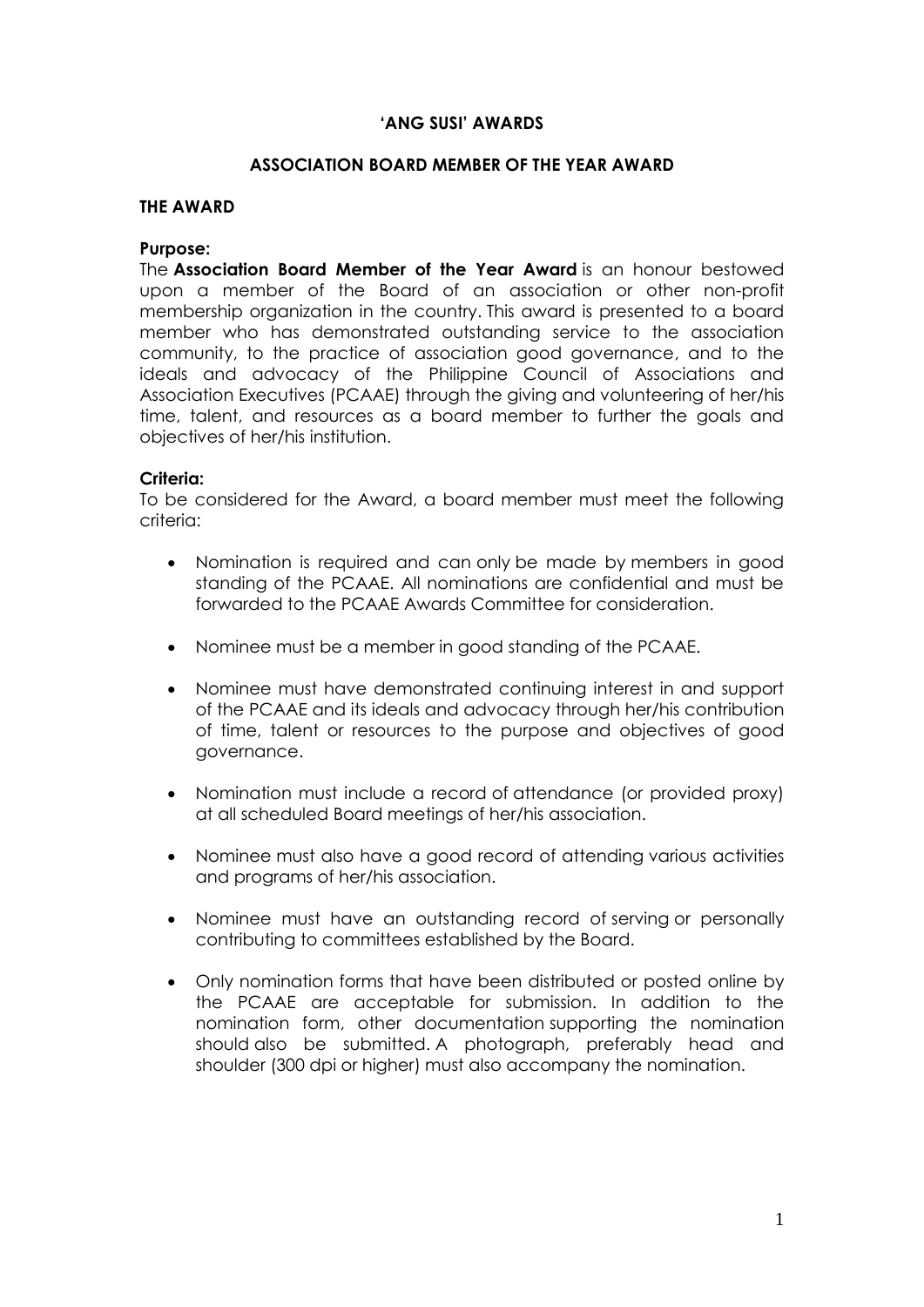# 'ANG SUSI' AWARDS

## ASSOCIATION BOARD MEMBER OF THE YEAR AWARD

### THE AWARD

**Purpose:**

The **Association Board Member of the Year Award** is an honour bestowed upon a member of the Board of an association or other non-profit membership organization in the country. This award is presented to a board member who has demonstrated outstanding service to the association community, to the practice of association good governance, and to the ideals and advocacy of the Philippine Council of Associations and Association Executives (PCAAE) through the giving and volunteering of her/his time, talent, and resources as a board member to further the goals and objectives of her/his institution.

**Criteria:**

To be considered for the Award, a board member must meet the following criteria:

- Nomination is required and can only be made by members in good standing of the PCAAE. All nominations are confidential and must be forwarded to the PCAAE Awards Committee for consideration.
- Nominee must be a member in good standing of the PCAAE.
- Nominee must have demonstrated continuing interest in and support of the PCAAE and its ideals and advocacy through her/his contribution of time, talent or resources to the purpose and objectives of good governance.
- Nomination must include a record of attendance (or provided proxy) at all scheduled Board meetings of her/his association.
- Nominee must also have a good record of attending various activities and programs of her/his association.
- Nominee must have an outstanding record of serving or personally contributing to committees established by the Board.
- Only nomination forms that have been distributed or posted online by the PCAAE are acceptable for submission. In addition to the nomination form, other documentation supporting the nomination should also be submitted. A photograph, preferably head and shoulder (300 dpi or higher) must also accompany the nomination.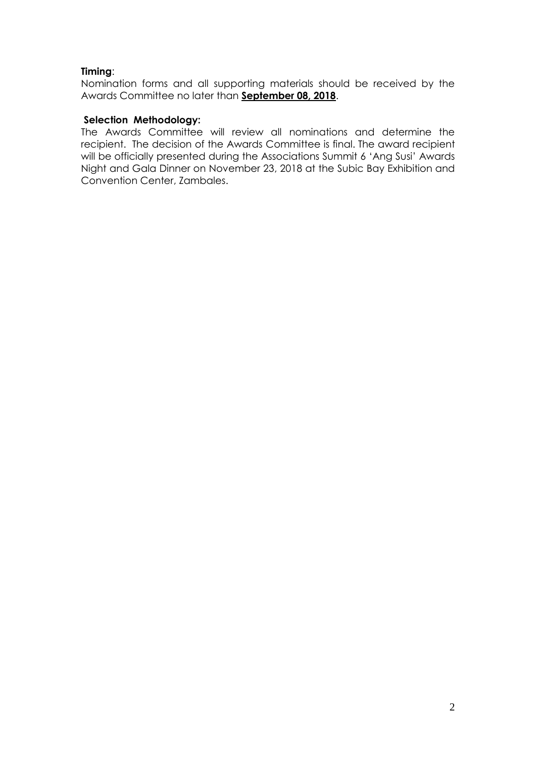**Timing**:

Nomination forms and all supporting materials should be received by the Awards Committee no later than **<u>September 08, 2018</u>**.

**Selection Methodology:**

The Awards Committee will review all nominations and determine the recipient. The decision of the Awards Committee is final. The award recipient will be officially presented during the Associations Summit 6 'Ang Susi' Awards Night and Gala Dinner on November 23, 2018 at the Subic Bay Exhibition and Convention Center, Zambales.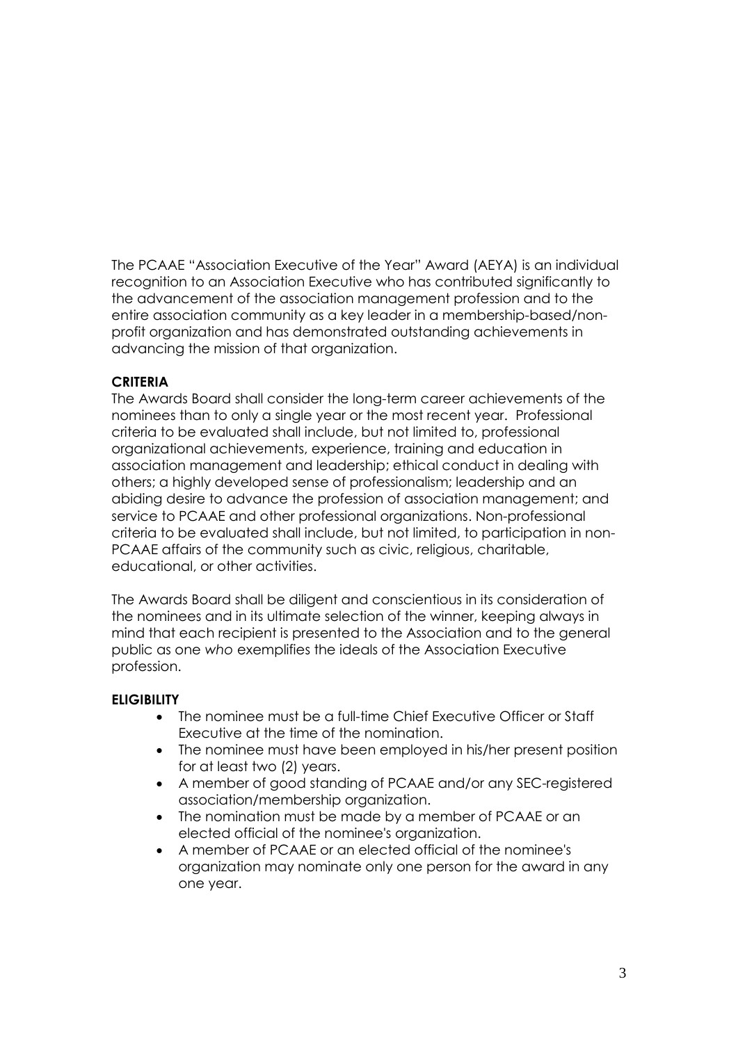The PCAAE "Association Executive of the Year" Award (AEYA) is an individual recognition to an Association Executive who has contributed significantly to the advancement of the association management profession and to the entire association community as a key leader in a membership-based/non-profit organization and has demonstrated outstanding achievements in advancing the mission of that organization.

**CRITERIA**

The Awards Board shall consider the long-term career achievements of the nominees than to only a single year or the most recent year. Professional criteria to be evaluated shall include, but not limited to, professional organizational achievements, experience, training and education in association management and leadership; ethical conduct in dealing with others; a highly developed sense of professionalism; leadership and an abiding desire to advance the profession of association management; and service to PCAAE and other professional organizations. Non-professional criteria to be evaluated shall include, but not limited, to participation in non-PCAAE affairs of the community such as civic, religious, charitable, educational, or other activities.

The Awards Board shall be diligent and conscientious in its consideration of the nominees and in its ultimate selection of the winner, keeping always in mind that each recipient is presented to the Association and to the general public as one *who* exemplifies the ideals of the Association Executive profession.

**ELIGIBILITY**

- The nominee must be a full-time Chief Executive Officer or Staff Executive at the time of the nomination.
- The nominee must have been employed in his/her present position for at least two (2) years.
- A member of good standing of PCAAE and/or any SEC-registered association/membership organization.
- The nomination must be made by a member of PCAAE or an elected official of the nominee's organization.
- A member of PCAAE or an elected official of the nominee's organization may nominate only one person for the award in any one year.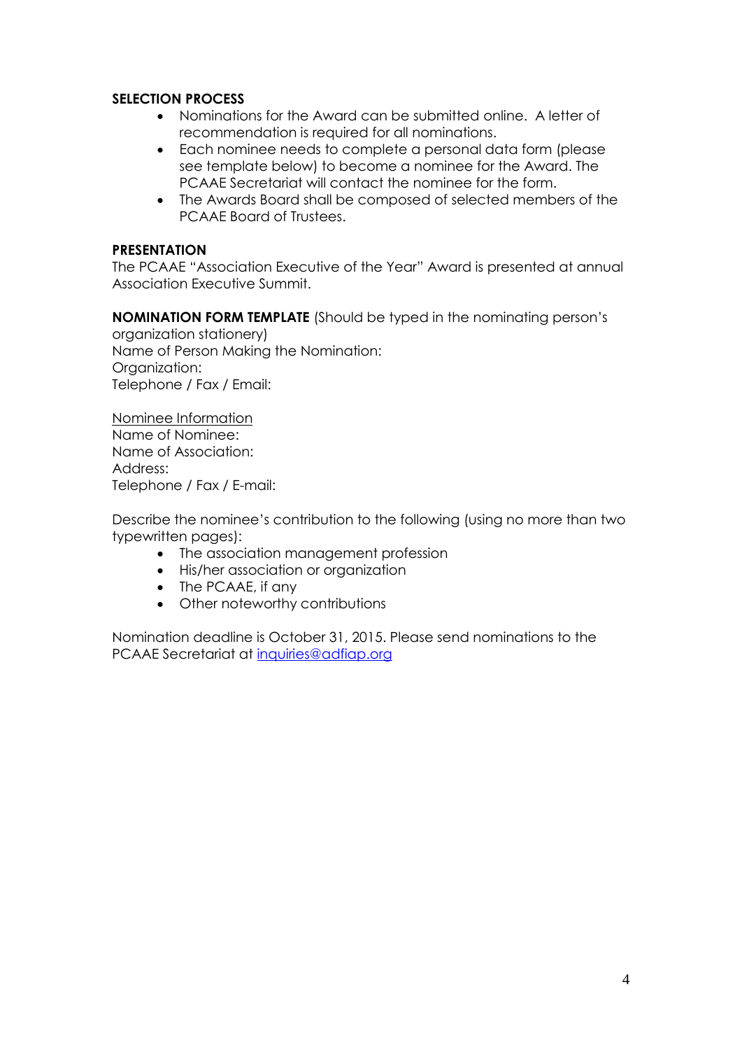**SELECTION PROCESS**

- Nominations for the Award can be submitted online. A letter of recommendation is required for all nominations.
- Each nominee needs to complete a personal data form (please see template below) to become a nominee for the Award. The PCAAE Secretariat will contact the nominee for the form.
- The Awards Board shall be composed of selected members of the PCAAE Board of Trustees.

**PRESENTATION**

The PCAAE "Association Executive of the Year" Award is presented at annual Association Executive Summit.

**NOMINATION FORM TEMPLATE** (Should be typed in the nominating person's organization stationery)
Name of Person Making the Nomination:
Organization:
Telephone / Fax / Email:

<u>Nominee Information</u>
Name of Nominee:
Name of Association:
Address:
Telephone / Fax / E-mail:

Describe the nominee's contribution to the following (using no more than two typewritten pages):

- The association management profession
- His/her association or organization
- The PCAAE, if any
- Other noteworthy contributions

Nomination deadline is October 31, 2015. Please send nominations to the PCAAE Secretariat at inquiries@adfiap.org